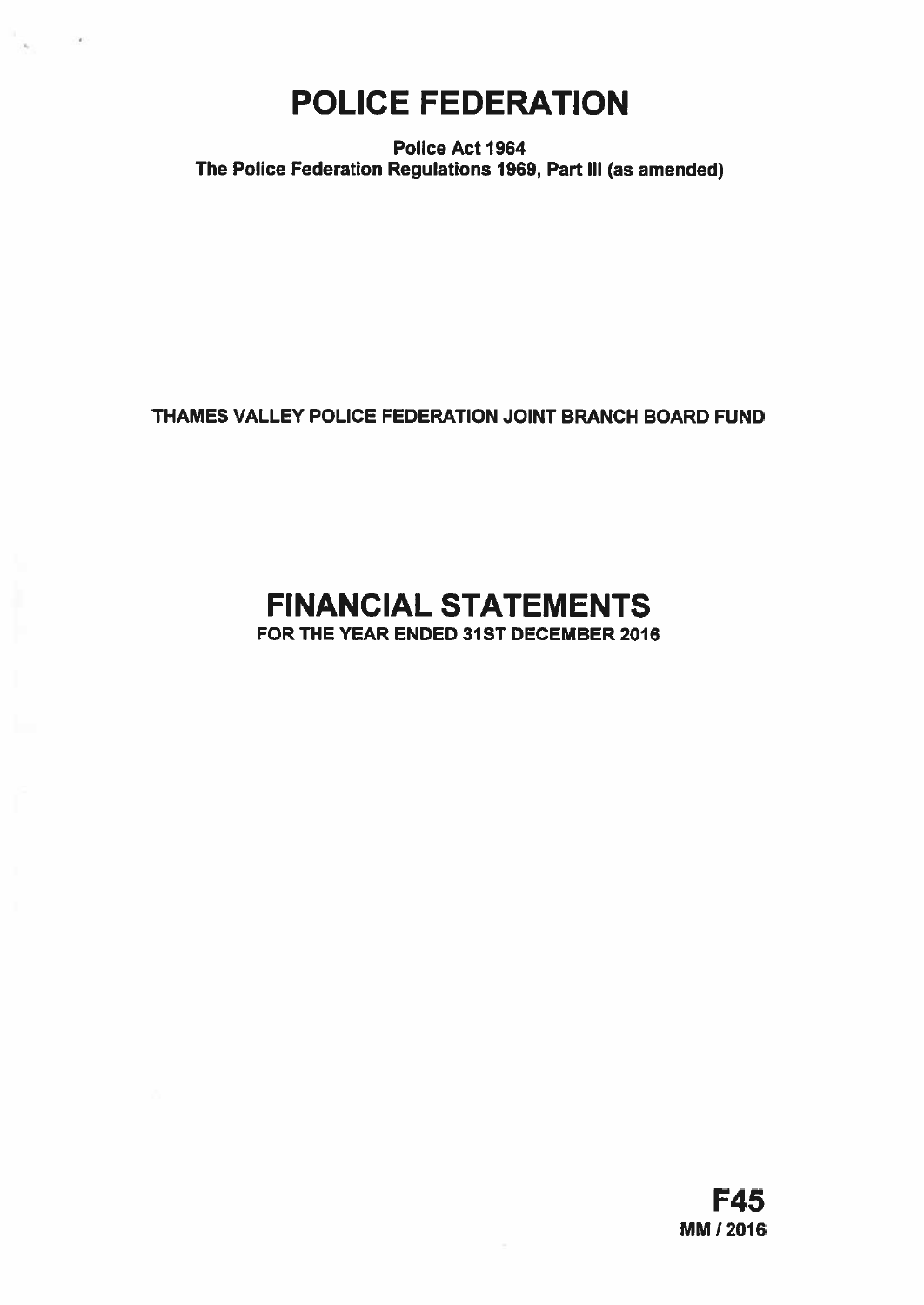# POLICE FEDERATION

**Police Act 1964**
**The Police Federation Regulations 1969, Part III (as amended)**

**THAMES VALLEY POLICE FEDERATION JOINT BRANCH BOARD FUND**

# FINANCIAL STATEMENTS

**FOR THE YEAR ENDED 31ST DECEMBER 2016**

**F45**
**MM / 2016**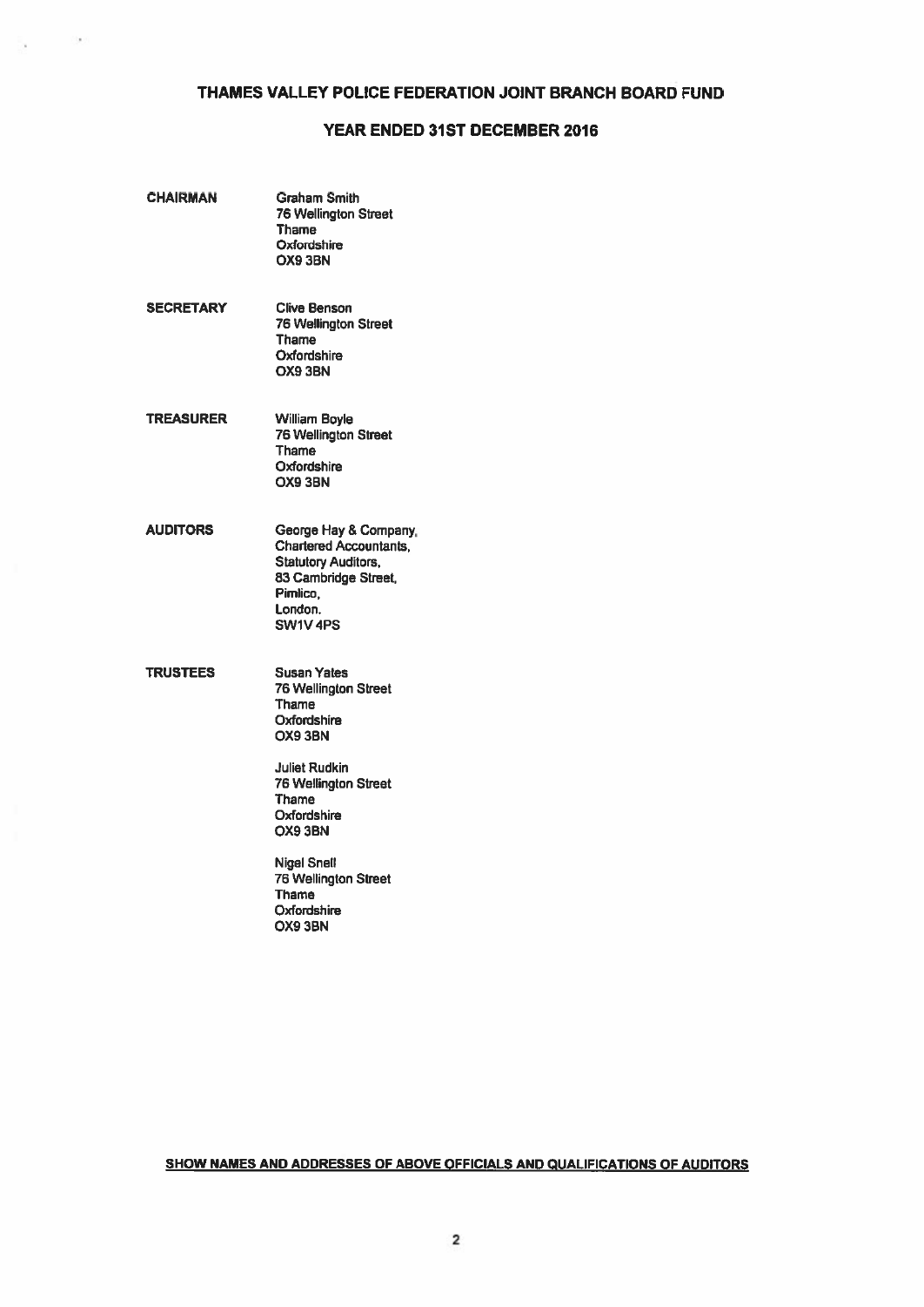# THAMES VALLEY POLICE FEDERATION JOINT BRANCH BOARD FUND

## YEAR ENDED 31ST DECEMBER 2016

**CHAIRMAN**

Graham Smith
76 Wellington Street
Thame
Oxfordshire
OX9 3BN

**SECRETARY**

Clive Benson
76 Wellington Street
Thame
Oxfordshire
OX9 3BN

**TREASURER**

William Boyle
76 Wellington Street
Thame
Oxfordshire
OX9 3BN

**AUDITORS**

George Hay & Company,
Chartered Accountants,
Statutory Auditors,
83 Cambridge Street,
Pimlico,
London.
SW1V 4PS

**TRUSTEES**

Susan Yates
76 Wellington Street
Thame
Oxfordshire
OX9 3BN

Juliet Rudkin
76 Wellington Street
Thame
Oxfordshire
OX9 3BN

Nigel Snell
76 Wellington Street
Thame
Oxfordshire
OX9 3BN

**SHOW NAMES AND ADDRESSES OF ABOVE OFFICIALS AND QUALIFICATIONS OF AUDITORS**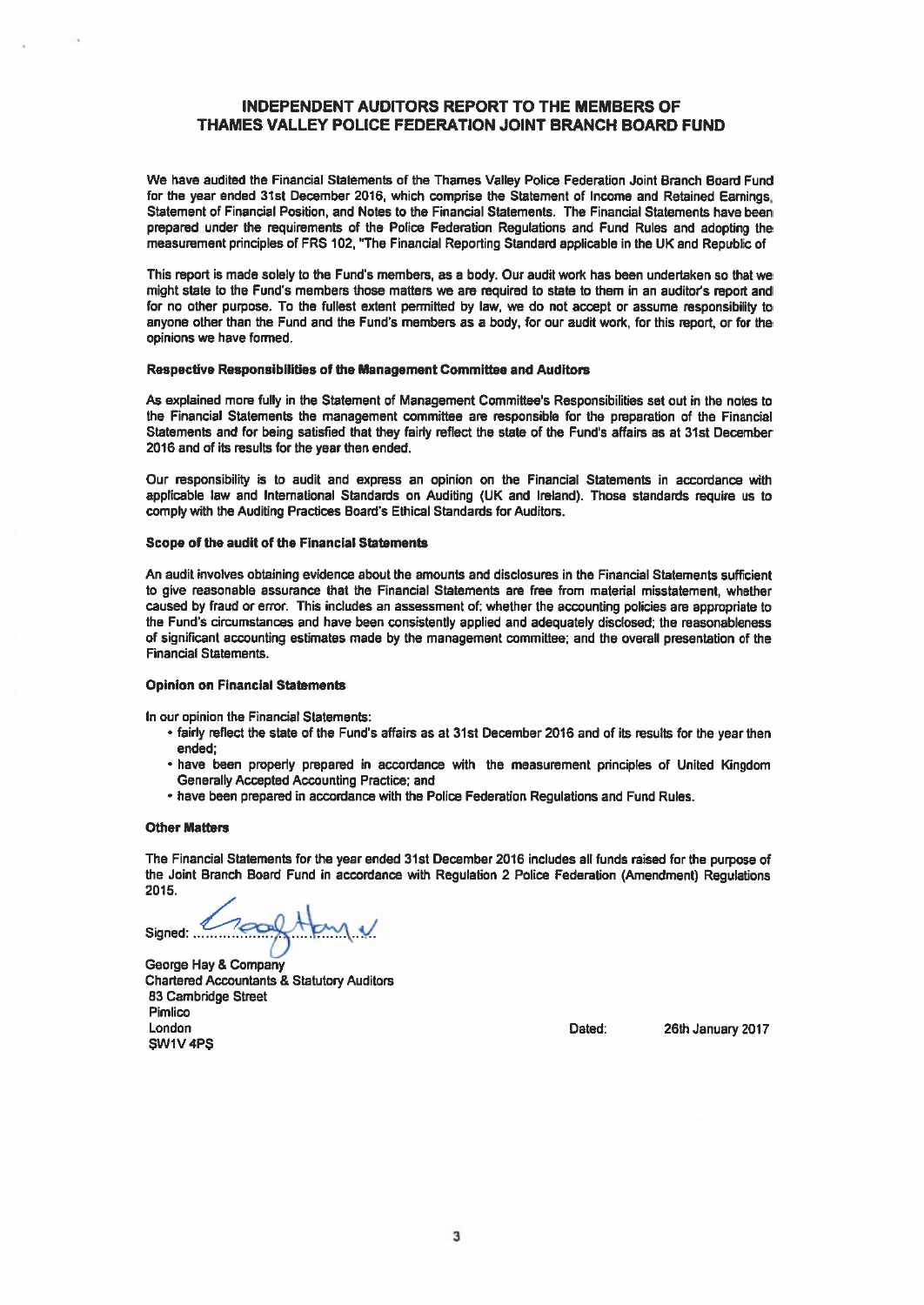# INDEPENDENT AUDITORS REPORT TO THE MEMBERS OF THAMES VALLEY POLICE FEDERATION JOINT BRANCH BOARD FUND

We have audited the Financial Statements of the Thames Valley Police Federation Joint Branch Board Fund for the year ended 31st December 2016, which comprise the Statement of Income and Retained Earnings, Statement of Financial Position, and Notes to the Financial Statements. The Financial Statements have been prepared under the requirements of the Police Federation Regulations and Fund Rules and adopting the measurement principles of FRS 102, "The Financial Reporting Standard applicable in the UK and Republic of

This report is made solely to the Fund's members, as a body. Our audit work has been undertaken so that we might state to the Fund's members those matters we are required to state to them in an auditor's report and for no other purpose. To the fullest extent permitted by law, we do not accept or assume responsibility to anyone other than the Fund and the Fund's members as a body, for our audit work, for this report, or for the opinions we have formed.

### Respective Responsibilities of the Management Committee and Auditors

As explained more fully in the Statement of Management Committee's Responsibilities set out in the notes to the Financial Statements the management committee are responsible for the preparation of the Financial Statements and for being satisfied that they fairly reflect the state of the Fund's affairs as at 31st December 2016 and of its results for the year then ended.

Our responsibility is to audit and express an opinion on the Financial Statements in accordance with applicable law and International Standards on Auditing (UK and Ireland). Those standards require us to comply with the Auditing Practices Board's Ethical Standards for Auditors.

### Scope of the audit of the Financial Statements

An audit involves obtaining evidence about the amounts and disclosures in the Financial Statements sufficient to give reasonable assurance that the Financial Statements are free from material misstatement, whether caused by fraud or error. This includes an assessment of: whether the accounting policies are appropriate to the Fund's circumstances and have been consistently applied and adequately disclosed; the reasonableness of significant accounting estimates made by the management committee; and the overall presentation of the Financial Statements.

### Opinion on Financial Statements

In our opinion the Financial Statements:

- fairly reflect the state of the Fund's affairs as at 31st December 2016 and of its results for the year then ended;
- have been properly prepared in accordance with the measurement principles of United Kingdom Generally Accepted Accounting Practice; and
- have been prepared in accordance with the Police Federation Regulations and Fund Rules.

### Other Matters

The Financial Statements for the year ended 31st December 2016 includes all funds raised for the purpose of the Joint Branch Board Fund in accordance with Regulation 2 Police Federation (Amendment) Regulations 2015.

Signed: ..............................................

George Hay & Company
Chartered Accountants & Statutory Auditors
83 Cambridge Street
Pimlico
London
SW1V 4PS

Dated: 26th January 2017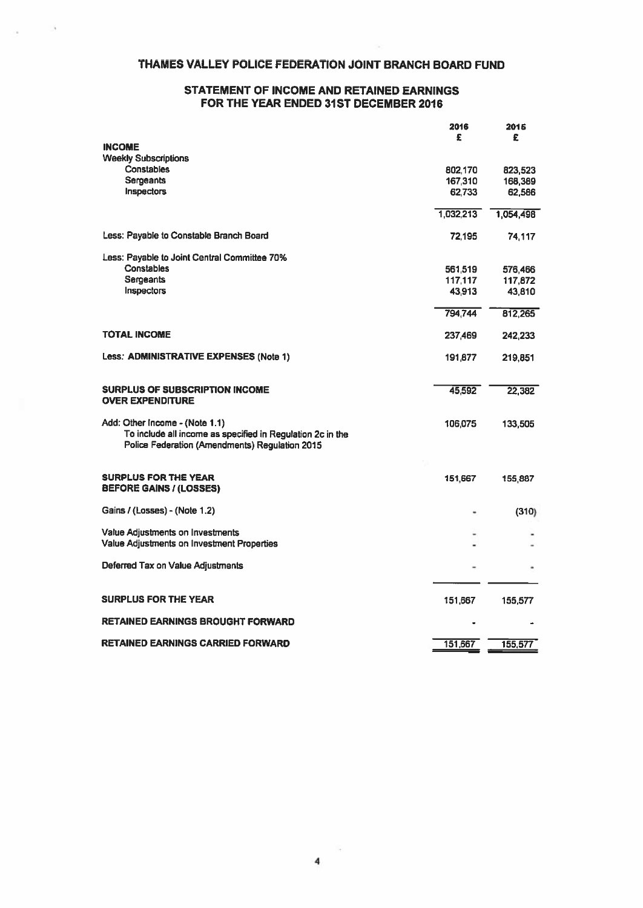# THAMES VALLEY POLICE FEDERATION JOINT BRANCH BOARD FUND

## STATEMENT OF INCOME AND RETAINED EARNINGS FOR THE YEAR ENDED 31ST DECEMBER 2016

| | 2016 £ | 2015 £ |
|---|---|---|
| **INCOME** | | |
| Weekly Subscriptions | | |
| Constables | 802,170 | 823,523 |
| Sergeants | 167,310 | 168,389 |
| Inspectors | 62,733 | 62,586 |
| | 1,032,213 | 1,054,498 |
| Less: Payable to Constable Branch Board | 72,195 | 74,117 |
| Less: Payable to Joint Central Committee 70% | | |
| Constables | 561,519 | 576,466 |
| Sergeants | 117,117 | 117,872 |
| Inspectors | 43,913 | 43,810 |
| | 794,744 | 812,265 |
| **TOTAL INCOME** | 237,469 | 242,233 |
| Less: **ADMINISTRATIVE EXPENSES** (Note 1) | 191,877 | 219,851 |
| **SURPLUS OF SUBSCRIPTION INCOME OVER EXPENDITURE** | 45,592 | 22,382 |
| Add: Other Income - (Note 1.1) To include all income as specified in Regulation 2c in the Police Federation (Amendments) Regulation 2015 | 106,075 | 133,505 |
| **SURPLUS FOR THE YEAR BEFORE GAINS / (LOSSES)** | 151,667 | 155,887 |
| Gains / (Losses) - (Note 1.2) | - | (310) |
| Value Adjustments on Investments | - | - |
| Value Adjustments on Investment Properties | - | - |
| Deferred Tax on Value Adjustments | - | - |
| **SURPLUS FOR THE YEAR** | 151,667 | 155,577 |
| **RETAINED EARNINGS BROUGHT FORWARD** | - | - |
| **RETAINED EARNINGS CARRIED FORWARD** | 151,667 | 155,577 |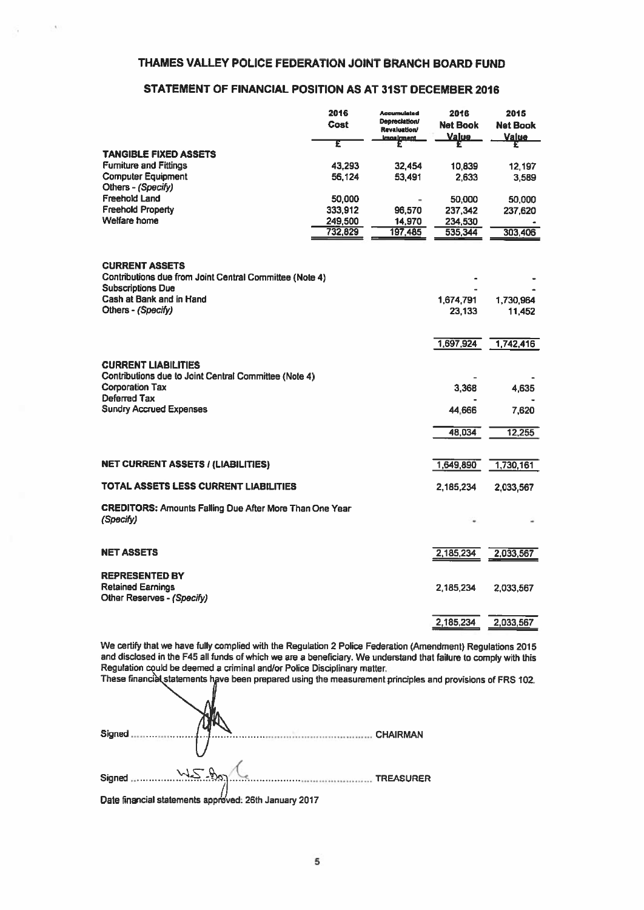# THAMES VALLEY POLICE FEDERATION JOINT BRANCH BOARD FUND

## STATEMENT OF FINANCIAL POSITION AS AT 31ST DECEMBER 2016

| | 2016 Cost | Accumulated Depreciation/ Revaluation/ Impairment | 2016 Net Book Value | 2015 Net Book Value |
|---|---|---|---|---|
| | £ | £ | £ | £ |
| **TANGIBLE FIXED ASSETS** | | | | |
| Furniture and Fittings | 43,293 | 32,454 | 10,839 | 12,197 |
| Computer Equipment | 56,124 | 53,491 | 2,633 | 3,589 |
| Others - *(Specify)* | | | | |
| Freehold Land | 50,000 | - | 50,000 | 50,000 |
| Freehold Property | 333,912 | 96,570 | 237,342 | 237,620 |
| Welfare home | 249,500 | 14,970 | 234,530 | - |
| | 732,829 | 197,485 | 535,344 | 303,406 |
| | | | | |
| **CURRENT ASSETS** | | | | |
| Contributions due from Joint Central Committee (Note 4) | | | - | - |
| Subscriptions Due | | | - | - |
| Cash at Bank and in Hand | | | 1,674,791 | 1,730,964 |
| Others - *(Specify)* | | | 23,133 | 11,452 |
| | | | 1,697,924 | 1,742,416 |
| | | | | |
| **CURRENT LIABILITIES** | | | | |
| Contributions due to Joint Central Committee (Note 4) | | | - | - |
| Corporation Tax | | | 3,368 | 4,635 |
| Deferred Tax | | | - | - |
| Sundry Accrued Expenses | | | 44,666 | 7,620 |
| | | | 48,034 | 12,255 |
| | | | | |
| **NET CURRENT ASSETS / (LIABILITIES)** | | | 1,649,890 | 1,730,161 |
| | | | | |
| **TOTAL ASSETS LESS CURRENT LIABILITIES** | | | 2,185,234 | 2,033,567 |
| | | | | |
| **CREDITORS:** Amounts Falling Due After More Than One Year *(Specify)* | | | - | - |
| | | | | |
| **NET ASSETS** | | | 2,185,234 | 2,033,567 |
| | | | | |
| **REPRESENTED BY** | | | | |
| Retained Earnings | | | 2,185,234 | 2,033,567 |
| Other Reserves - *(Specify)* | | | | |
| | | | 2,185,234 | 2,033,567 |

We certify that we have fully complied with the Regulation 2 Police Federation (Amendment) Regulations 2015 and disclosed in the F45 all funds of which we are a beneficiary. We understand that failure to comply with this Regulation could be deemed a criminal and/or Police Disciplinary matter.

These financial statements have been prepared using the measurement principles and provisions of FRS 102.

Signed .................................................................. CHAIRMAN

Signed .................................................................. TREASURER

Date financial statements approved: 26th January 2017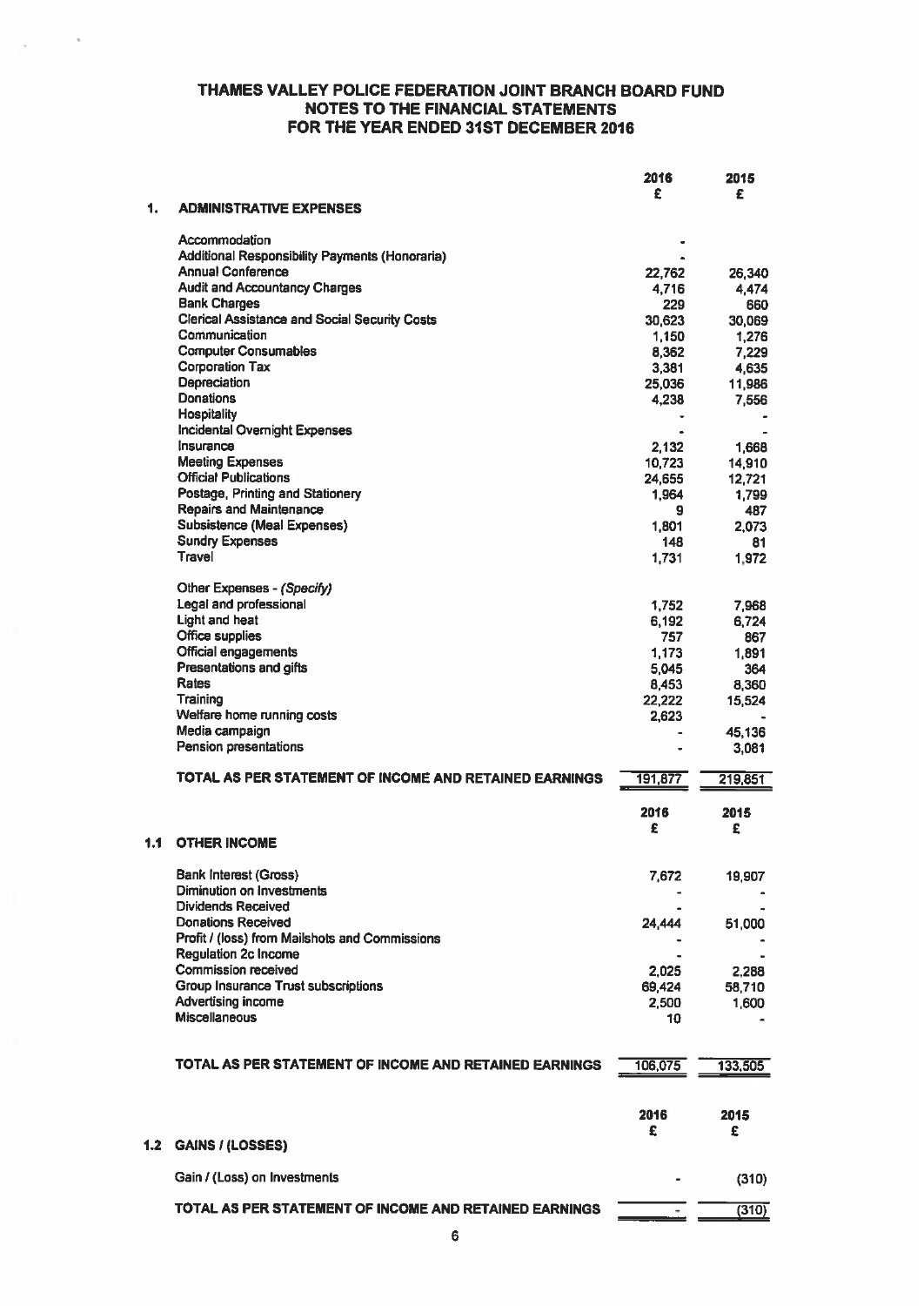# THAMES VALLEY POLICE FEDERATION JOINT BRANCH BOARD FUND
## NOTES TO THE FINANCIAL STATEMENTS
## FOR THE YEAR ENDED 31ST DECEMBER 2016

### 1. ADMINISTRATIVE EXPENSES

| | 2016 £ | 2015 £ |
|---|---|---|
| Accommodation | - | |
| Additional Responsibility Payments (Honoraria) | - | |
| Annual Conference | 22,762 | 26,340 |
| Audit and Accountancy Charges | 4,716 | 4,474 |
| Bank Charges | 229 | 660 |
| Clerical Assistance and Social Security Costs | 30,623 | 30,069 |
| Communication | 1,150 | 1,276 |
| Computer Consumables | 8,362 | 7,229 |
| Corporation Tax | 3,381 | 4,635 |
| Depreciation | 25,036 | 11,986 |
| Donations | 4,238 | 7,556 |
| Hospitality | - | - |
| Incidental Overnight Expenses | - | - |
| Insurance | 2,132 | 1,668 |
| Meeting Expenses | 10,723 | 14,910 |
| Official Publications | 24,655 | 12,721 |
| Postage, Printing and Stationery | 1,964 | 1,799 |
| Repairs and Maintenance | 9 | 487 |
| Subsistence (Meal Expenses) | 1,801 | 2,073 |
| Sundry Expenses | 148 | 81 |
| Travel | 1,731 | 1,972 |
| Other Expenses - *(Specify)* | | |
| Legal and professional | 1,752 | 7,968 |
| Light and heat | 6,192 | 6,724 |
| Office supplies | 757 | 867 |
| Official engagements | 1,173 | 1,891 |
| Presentations and gifts | 5,045 | 364 |
| Rates | 8,453 | 8,360 |
| Training | 22,222 | 15,524 |
| Welfare home running costs | 2,623 | - |
| Media campaign | - | 45,136 |
| Pension presentations | - | 3,081 |
| **TOTAL AS PER STATEMENT OF INCOME AND RETAINED EARNINGS** | **191,877** | **219,851** |

### 1.1 OTHER INCOME

| | 2016 £ | 2015 £ |
|---|---|---|
| Bank Interest (Gross) | 7,672 | 19,907 |
| Diminution on Investments | - | - |
| Dividends Received | - | - |
| Donations Received | 24,444 | 51,000 |
| Profit / (loss) from Mailshots and Commissions | - | - |
| Regulation 2c Income | - | - |
| Commission received | 2,025 | 2,288 |
| Group Insurance Trust subscriptions | 69,424 | 58,710 |
| Advertising income | 2,500 | 1,600 |
| Miscellaneous | 10 | - |
| **TOTAL AS PER STATEMENT OF INCOME AND RETAINED EARNINGS** | **106,075** | **133,505** |

### 1.2 GAINS / (LOSSES)

| | 2016 £ | 2015 £ |
|---|---|---|
| Gain / (Loss) on Investments | - | (310) |
| **TOTAL AS PER STATEMENT OF INCOME AND RETAINED EARNINGS** | **-** | **(310)** |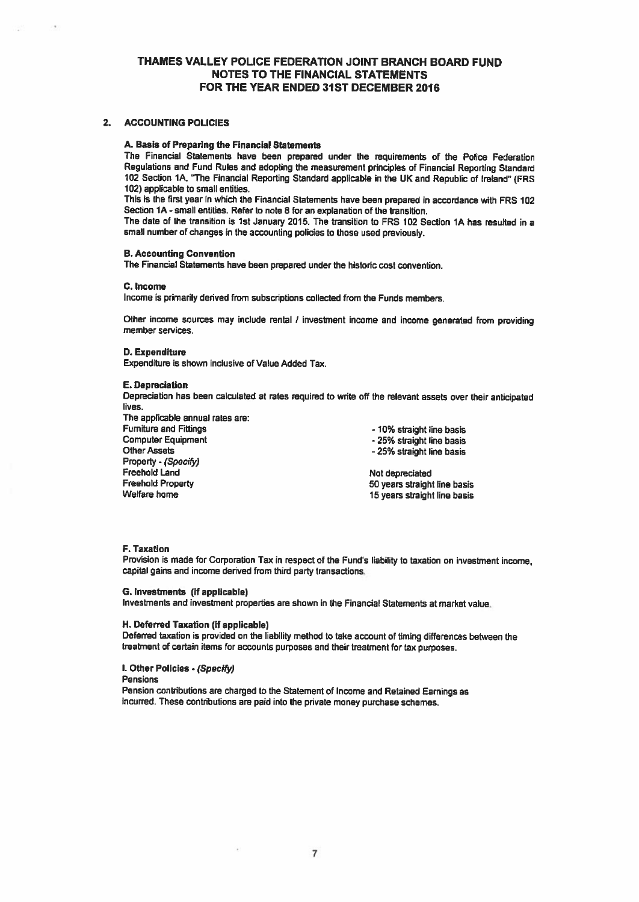# THAMES VALLEY POLICE FEDERATION JOINT BRANCH BOARD FUND
## NOTES TO THE FINANCIAL STATEMENTS
## FOR THE YEAR ENDED 31ST DECEMBER 2016

### 2. ACCOUNTING POLICIES

**A. Basis of Preparing the Financial Statements**

The Financial Statements have been prepared under the requirements of the Police Federation Regulations and Fund Rules and adopting the measurement principles of Financial Reporting Standard 102 Section 1A, "The Financial Reporting Standard applicable in the UK and Republic of Ireland" (FRS 102) applicable to small entities.

This is the first year in which the Financial Statements have been prepared in accordance with FRS 102 Section 1A - small entities. Refer to note 8 for an explanation of the transition.

The date of the transition is 1st January 2015. The transition to FRS 102 Section 1A has resulted in a small number of changes in the accounting policies to those used previously.

**B. Accounting Convention**

The Financial Statements have been prepared under the historic cost convention.

**C. Income**

Income is primarily derived from subscriptions collected from the Funds members.

Other income sources may include rental / investment income and income generated from providing member services.

**D. Expenditure**

Expenditure is shown inclusive of Value Added Tax.

**E. Depreciation**

Depreciation has been calculated at rates required to write off the relevant assets over their anticipated lives.

The applicable annual rates are:

| | |
|---|---|
| Furniture and Fittings | - 10% straight line basis |
| Computer Equipment | - 25% straight line basis |
| Other Assets | - 25% straight line basis |
| Property - *(Specify)* | |
| Freehold Land | Not depreciated |
| Freehold Property | 50 years straight line basis |
| Welfare home | 15 years straight line basis |

**F. Taxation**

Provision is made for Corporation Tax in respect of the Fund's liability to taxation on investment income, capital gains and income derived from third party transactions.

**G. Investments (If applicable)**

Investments and investment properties are shown in the Financial Statements at market value.

**H. Deferred Taxation (If applicable)**

Deferred taxation is provided on the liability method to take account of timing differences between the treatment of certain items for accounts purposes and their treatment for tax purposes.

**I. Other Policies - *(Specify)***

Pensions

Pension contributions are charged to the Statement of Income and Retained Earnings as incurred. These contributions are paid into the private money purchase schemes.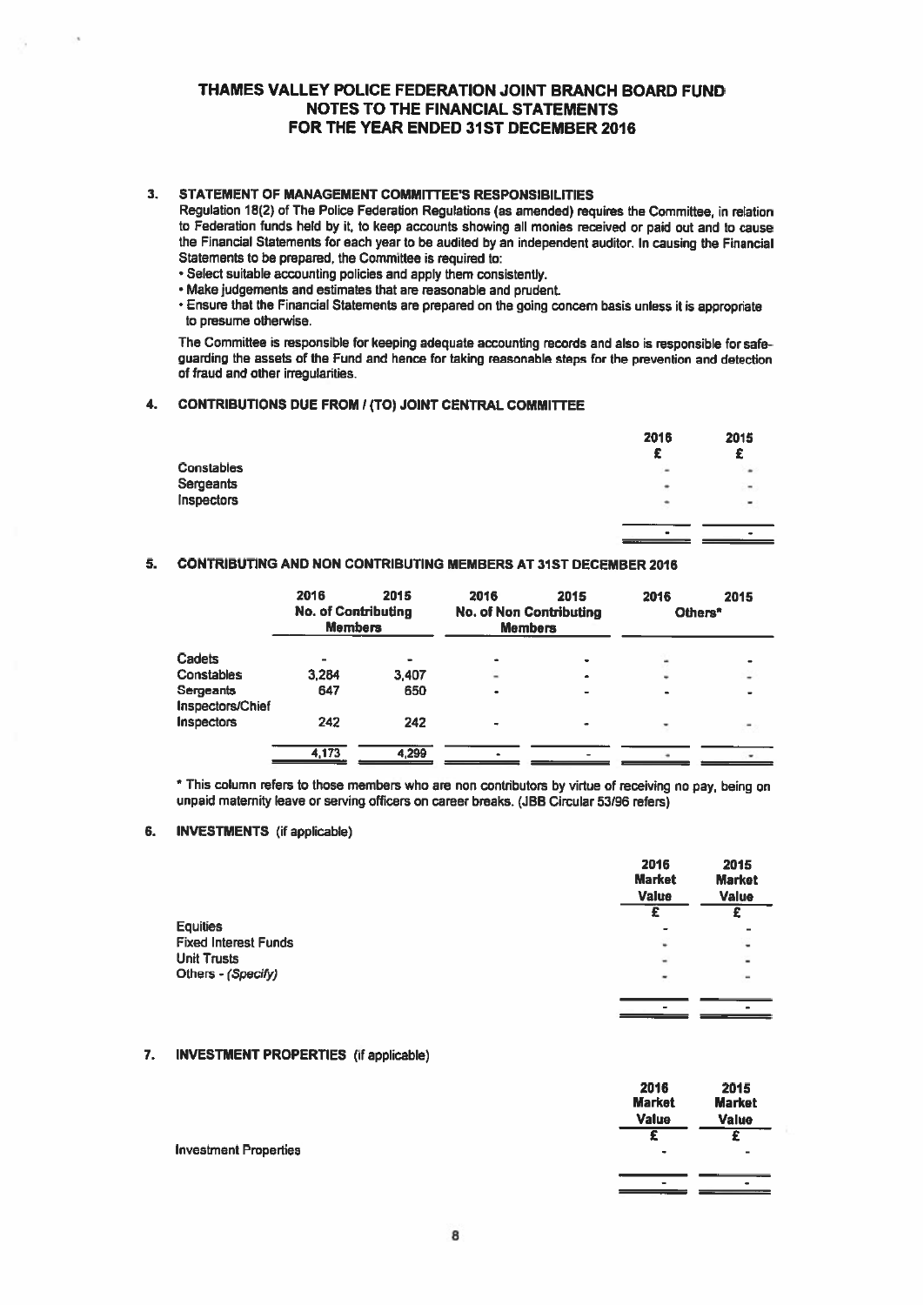# THAMES VALLEY POLICE FEDERATION JOINT BRANCH BOARD FUND
## NOTES TO THE FINANCIAL STATEMENTS
## FOR THE YEAR ENDED 31ST DECEMBER 2016

### 3. STATEMENT OF MANAGEMENT COMMITTEE'S RESPONSIBILITIES

Regulation 18(2) of The Police Federation Regulations (as amended) requires the Committee, in relation to Federation funds held by it, to keep accounts showing all monies received or paid out and to cause the Financial Statements for each year to be audited by an independent auditor. In causing the Financial Statements to be prepared, the Committee is required to:

- Select suitable accounting policies and apply them consistently.
- Make judgements and estimates that are reasonable and prudent.
- Ensure that the Financial Statements are prepared on the going concern basis unless it is appropriate to presume otherwise.

The Committee is responsible for keeping adequate accounting records and also is responsible for safe-guarding the assets of the Fund and hence for taking reasonable steps for the prevention and detection of fraud and other irregularities.

### 4. CONTRIBUTIONS DUE FROM / (TO) JOINT CENTRAL COMMITTEE

| | 2016 £ | 2015 £ |
|---|---|---|
| Constables | - | - |
| Sergeants | - | - |
| Inspectors | - | - |
| | - | - |

### 5. CONTRIBUTING AND NON CONTRIBUTING MEMBERS AT 31ST DECEMBER 2016

| | No. of Contributing Members | | No. of Non Contributing Members | | Others* | |
|---|---|---|---|---|---|---|
| | 2016 | 2015 | 2016 | 2015 | 2016 | 2015 |
| Cadets | - | - | - | - | - | - |
| Constables | 3,284 | 3,407 | - | - | - | - |
| Sergeants | 647 | 650 | - | - | - | - |
| Inspectors/Chief Inspectors | 242 | 242 | - | - | - | - |
| | 4,173 | 4,299 | - | - | - | - |

* This column refers to those members who are non contributors by virtue of receiving no pay, being on unpaid maternity leave or serving officers on career breaks. (JBB Circular 53/96 refers)

### 6. INVESTMENTS (if applicable)

| | 2016 Market Value £ | 2015 Market Value £ |
|---|---|---|
| Equities | - | - |
| Fixed Interest Funds | - | - |
| Unit Trusts | - | - |
| Others - *(Specify)* | - | - |
| | - | - |

### 7. INVESTMENT PROPERTIES (if applicable)

| | 2016 Market Value £ | 2015 Market Value £ |
|---|---|---|
| Investment Properties | - | - |
| | - | - |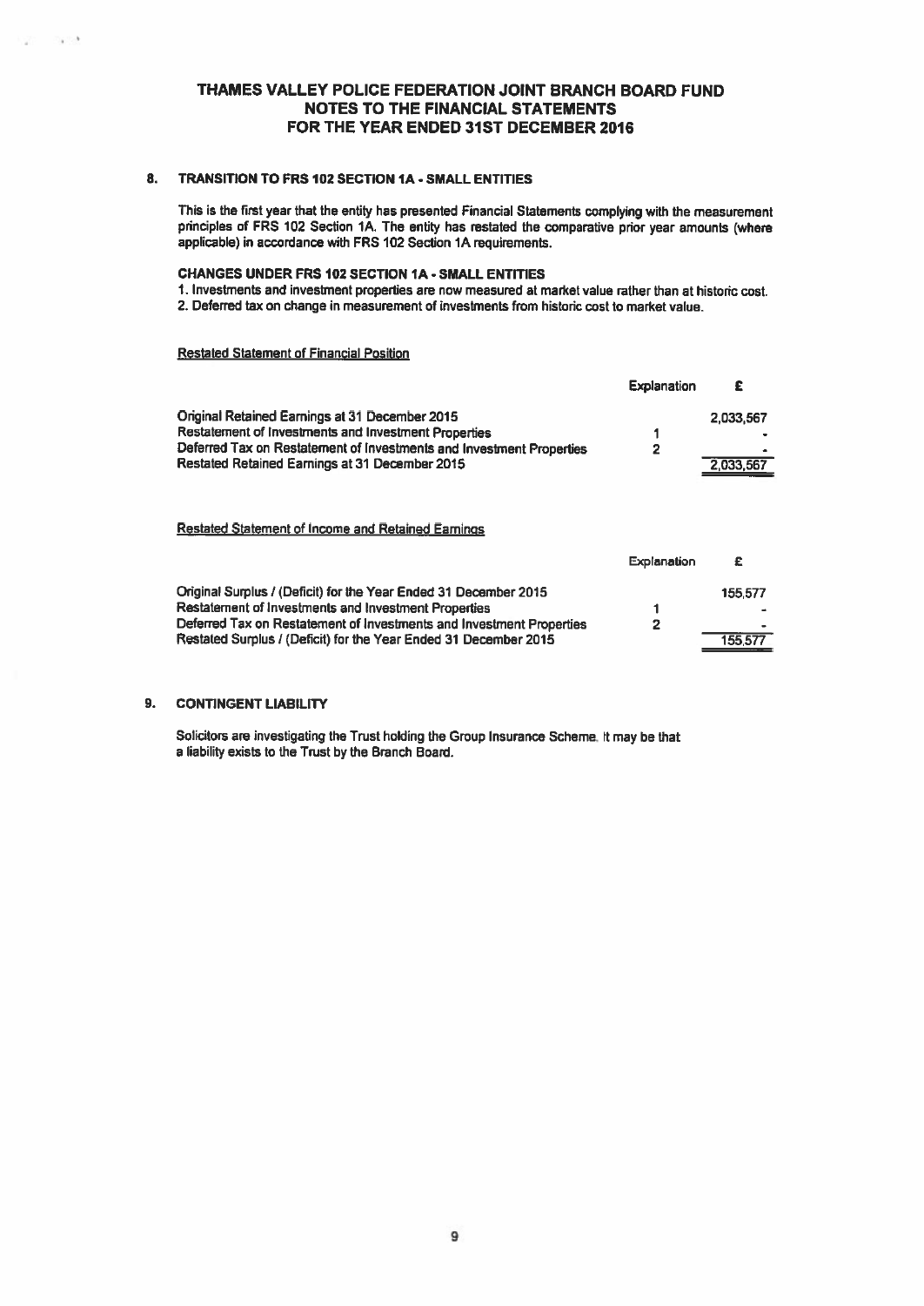# THAMES VALLEY POLICE FEDERATION JOINT BRANCH BOARD FUND
## NOTES TO THE FINANCIAL STATEMENTS
## FOR THE YEAR ENDED 31ST DECEMBER 2016

### 8. TRANSITION TO FRS 102 SECTION 1A - SMALL ENTITIES

This is the first year that the entity has presented Financial Statements complying with the measurement principles of FRS 102 Section 1A. The entity has restated the comparative prior year amounts (where applicable) in accordance with FRS 102 Section 1A requirements.

**CHANGES UNDER FRS 102 SECTION 1A - SMALL ENTITIES**

1. Investments and investment properties are now measured at market value rather than at historic cost.
2. Deferred tax on change in measurement of investments from historic cost to market value.

Restated Statement of Financial Position

| | Explanation | £ |
|---|---|---|
| Original Retained Earnings at 31 December 2015 | | 2,033,567 |
| Restatement of Investments and Investment Properties | 1 | - |
| Deferred Tax on Restatement of Investments and Investment Properties | 2 | - |
| Restated Retained Earnings at 31 December 2015 | | 2,033,567 |

Restated Statement of Income and Retained Earnings

| | Explanation | £ |
|---|---|---|
| Original Surplus / (Deficit) for the Year Ended 31 December 2015 | | 155,577 |
| Restatement of Investments and Investment Properties | 1 | - |
| Deferred Tax on Restatement of Investments and Investment Properties | 2 | - |
| Restated Surplus / (Deficit) for the Year Ended 31 December 2015 | | 155,577 |

### 9. CONTINGENT LIABILITY

Solicitors are investigating the Trust holding the Group Insurance Scheme. It may be that a liability exists to the Trust by the Branch Board.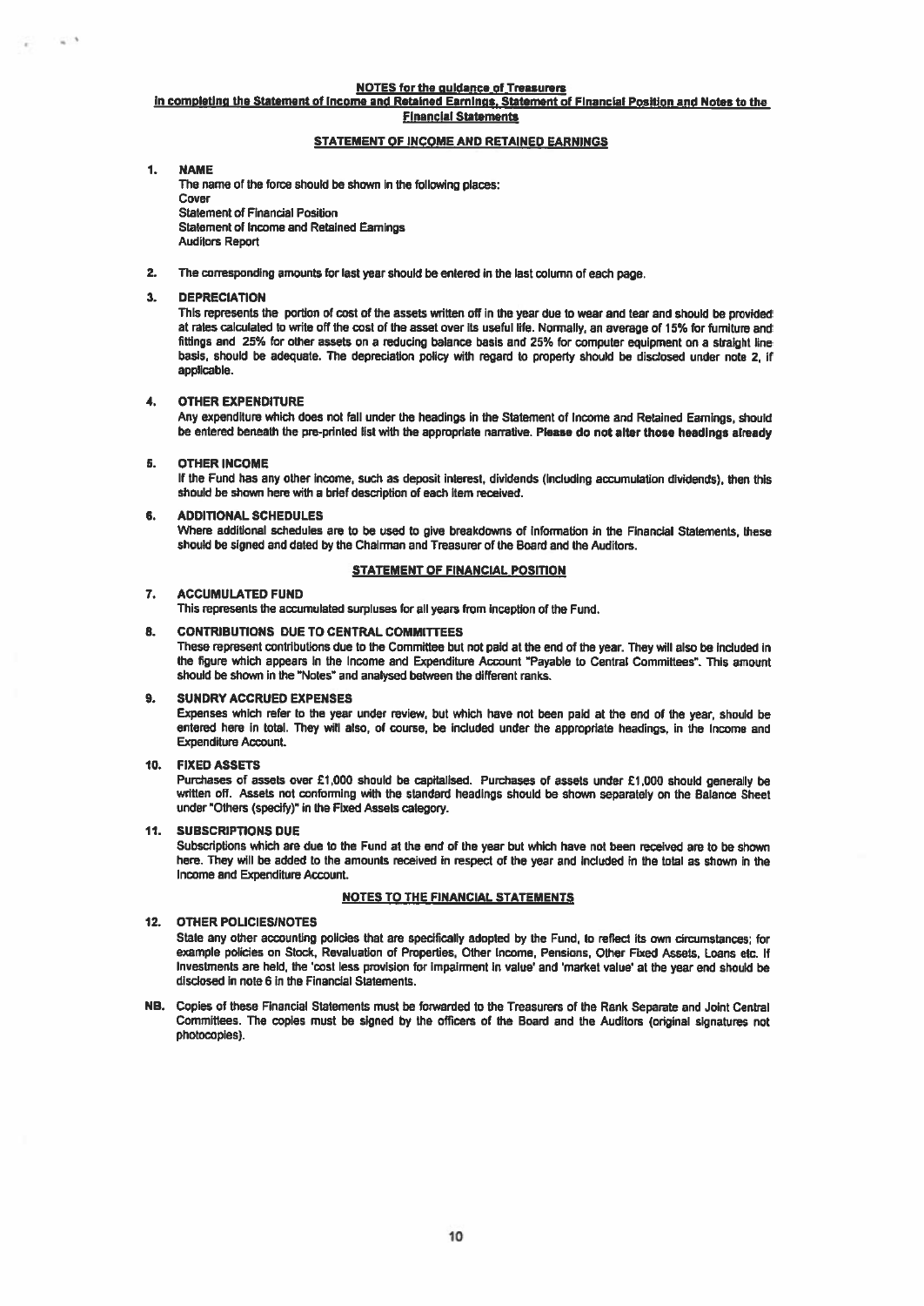**NOTES for the guidance of Treasurers**

**In completing the Statement of Income and Retained Earnings, Statement of Financial Position and Notes to the Financial Statements**

## STATEMENT OF INCOME AND RETAINED EARNINGS

**1. NAME**

The name of the force should be shown in the following places:
Cover
Statement of Financial Position
Statement of Income and Retained Earnings
Auditors Report

**2.** The corresponding amounts for last year should be entered in the last column of each page.

**3. DEPRECIATION**

This represents the portion of cost of the assets written off in the year due to wear and tear and should be provided at rates calculated to write off the cost of the asset over its useful life. Normally, an average of 15% for furniture and fittings and 25% for other assets on a reducing balance basis and 25% for computer equipment on a straight line basis, should be adequate. The depreciation policy with regard to property should be disclosed under note 2, if applicable.

**4. OTHER EXPENDITURE**

Any expenditure which does not fall under the headings in the Statement of Income and Retained Earnings, should be entered beneath the pre-printed list with the appropriate narrative. **Please do not alter those headings already**

**5. OTHER INCOME**

If the Fund has any other income, such as deposit interest, dividends (including accumulation dividends), then this should be shown here with a brief description of each item received.

**6. ADDITIONAL SCHEDULES**

Where additional schedules are to be used to give breakdowns of information in the Financial Statements, these should be signed and dated by the Chairman and Treasurer of the Board and the Auditors.

## STATEMENT OF FINANCIAL POSITION

**7. ACCUMULATED FUND**

This represents the accumulated surpluses for all years from inception of the Fund.

**8. CONTRIBUTIONS DUE TO CENTRAL COMMITTEES**

These represent contributions due to the Committee but not paid at the end of the year. They will also be included in the figure which appears in the Income and Expenditure Account "Payable to Central Committees". This amount should be shown in the "Notes" and analysed between the different ranks.

**9. SUNDRY ACCRUED EXPENSES**

Expenses which refer to the year under review, but which have not been paid at the end of the year, should be entered here in total. They will also, of course, be included under the appropriate headings, in the Income and Expenditure Account.

**10. FIXED ASSETS**

Purchases of assets over £1,000 should be capitalised. Purchases of assets under £1,000 should generally be written off. Assets not conforming with the standard headings should be shown separately on the Balance Sheet under "Others (specify)" in the Fixed Assets category.

**11. SUBSCRIPTIONS DUE**

Subscriptions which are due to the Fund at the end of the year but which have not been received are to be shown here. They will be added to the amounts received in respect of the year and included in the total as shown in the Income and Expenditure Account.

## NOTES TO THE FINANCIAL STATEMENTS

**12. OTHER POLICIES/NOTES**

State any other accounting policies that are specifically adopted by the Fund, to reflect its own circumstances; for example policies on Stock, Revaluation of Properties, Other Income, Pensions, Other Fixed Assets, Loans etc. If Investments are held, the 'cost less provision for impairment in value' and 'market value' at the year end should be disclosed in note 6 in the Financial Statements.

**NB.** Copies of these Financial Statements must be forwarded to the Treasurers of the Rank Separate and Joint Central Committees. The copies must be signed by the officers of the Board and the Auditors (original signatures not photocopies).